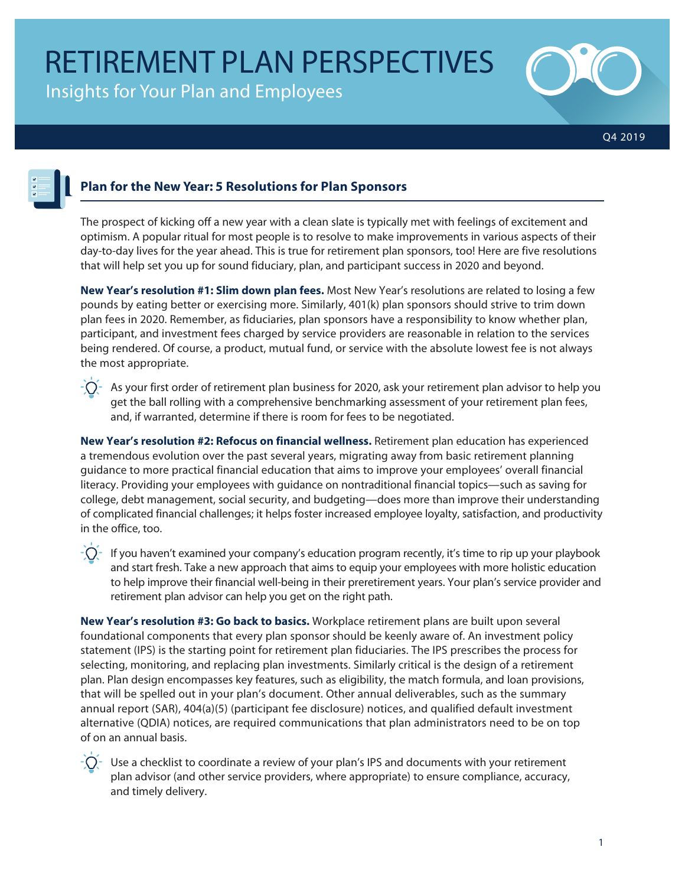# RETIREMENT PLAN PERSPECTIVES

Insights for Your Plan and Employees

Q4 2019

## Plan for the New Year: 5 Resolutions for Plan Sponsors

The prospect of kicking off a new year with a clean slate is typically met with feelings of excitement and optimism. A popular ritual for most people is to resolve to make improvements in various aspects of their day-to-day lives for the year ahead. This is true for retirement plan sponsors, too! Here are five resolutions that will help set you up for sound fiduciary, plan, and participant success in 2020 and beyond.

**New Year's resolution #1: Slim down plan fees.** Most New Year's resolutions are related to losing a few pounds by eating better or exercising more. Similarly, 401(k) plan sponsors should strive to trim down plan fees in 2020. Remember, as fiduciaries, plan sponsors have a responsibility to know whether plan, participant, and investment fees charged by service providers are reasonable in relation to the services being rendered. Of course, a product, mutual fund, or service with the absolute lowest fee is not always the most appropriate.

As your first order of retirement plan business for 2020, ask your retirement plan advisor to help you get the ball rolling with a comprehensive benchmarking assessment of your retirement plan fees, and, if warranted, determine if there is room for fees to be negotiated.

**New Year's resolution #2: Refocus on financial wellness.** Retirement plan education has experienced a tremendous evolution over the past several years, migrating away from basic retirement planning guidance to more practical financial education that aims to improve your employees' overall financial literacy. Providing your employees with guidance on nontraditional financial topics—such as saving for college, debt management, social security, and budgeting—does more than improve their understanding of complicated financial challenges; it helps foster increased employee loyalty, satisfaction, and productivity in the office, too.

If you haven't examined your company's education program recently, it's time to rip up your playbook and start fresh. Take a new approach that aims to equip your employees with more holistic education to help improve their financial well-being in their preretirement years. Your plan's service provider and retirement plan advisor can help you get on the right path.

**New Year's resolution #3: Go back to basics.** Workplace retirement plans are built upon several foundational components that every plan sponsor should be keenly aware of. An investment policy statement (IPS) is the starting point for retirement plan fiduciaries. The IPS prescribes the process for selecting, monitoring, and replacing plan investments. Similarly critical is the design of a retirement plan. Plan design encompasses key features, such as eligibility, the match formula, and loan provisions, that will be spelled out in your plan's document. Other annual deliverables, such as the summary annual report (SAR), 404(a)(5) (participant fee disclosure) notices, and qualified default investment alternative (QDIA) notices, are required communications that plan administrators need to be on top of on an annual basis.

Use a checklist to coordinate a review of your plan's IPS and documents with your retirement plan advisor (and other service providers, where appropriate) to ensure compliance, accuracy, and timely delivery.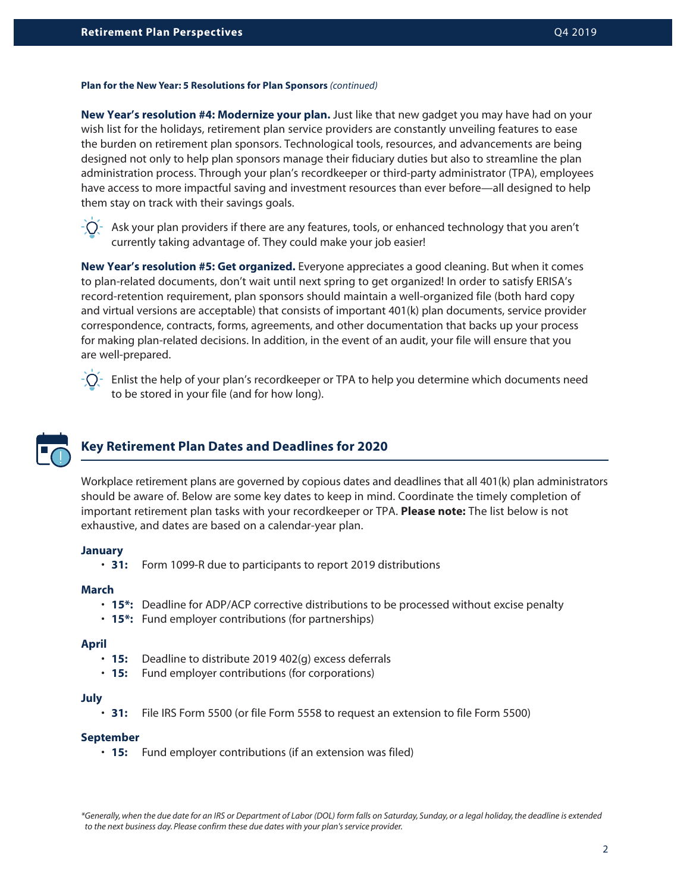**Plan for the New Year: 5 Resolutions for Plan Sponsors** *(continued)*

**New Year's resolution #4: Modernize your plan.** Just like that new gadget you may have had on your wish list for the holidays, retirement plan service providers are constantly unveiling features to ease the burden on retirement plan sponsors. Technological tools, resources, and advancements are being designed not only to help plan sponsors manage their fiduciary duties but also to streamline the plan administration process. Through your plan's recordkeeper or third-party administrator (TPA), employees have access to more impactful saving and investment resources than ever before—all designed to help them stay on track with their savings goals.

Ask your plan providers if there are any features, tools, or enhanced technology that you aren't currently taking advantage of. They could make your job easier!

**New Year's resolution #5: Get organized.** Everyone appreciates a good cleaning. But when it comes to plan-related documents, don't wait until next spring to get organized! In order to satisfy ERISA's record-retention requirement, plan sponsors should maintain a well-organized file (both hard copy and virtual versions are acceptable) that consists of important 401(k) plan documents, service provider correspondence, contracts, forms, agreements, and other documentation that backs up your process for making plan-related decisions. In addition, in the event of an audit, your file will ensure that you are well-prepared.

Enlist the help of your plan's recordkeeper or TPA to help you determine which documents need to be stored in your file (and for how long).

## Key Retirement Plan Dates and Deadlines for 2020

Workplace retirement plans are governed by copious dates and deadlines that all 401(k) plan administrators should be aware of. Below are some key dates to keep in mind. Coordinate the timely completion of important retirement plan tasks with your recordkeeper or TPA. **Please note:** The list below is not exhaustive, and dates are based on a calendar-year plan.

**January**

- **31:** Form 1099-R due to participants to report 2019 distributions

**March**

- **15*:** Deadline for ADP/ACP corrective distributions to be processed without excise penalty
- **15*:** Fund employer contributions (for partnerships)

**April**

- **15:** Deadline to distribute 2019 402(g) excess deferrals
- **15:** Fund employer contributions (for corporations)

**July**

- **31:** File IRS Form 5500 (or file Form 5558 to request an extension to file Form 5500)

**September**

- **15:** Fund employer contributions (if an extension was filed)

*\*Generally, when the due date for an IRS or Department of Labor (DOL) form falls on Saturday, Sunday, or a legal holiday, the deadline is extended to the next business day. Please confirm these due dates with your plan's service provider.*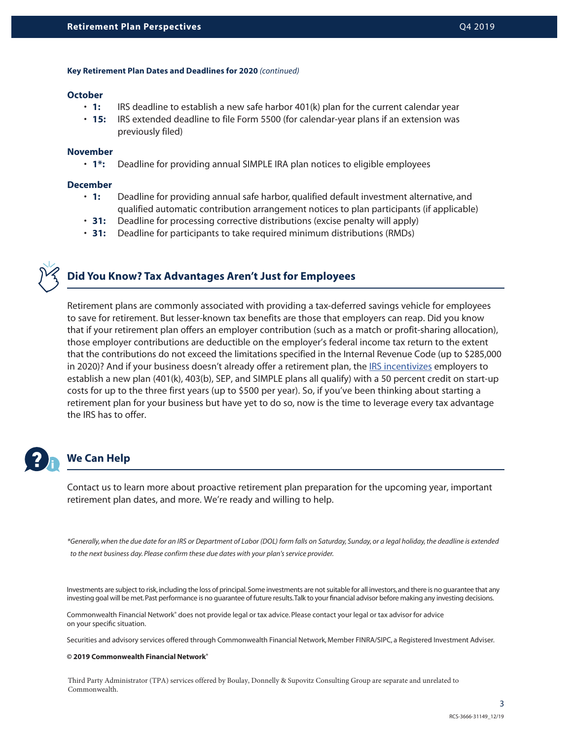**Key Retirement Plan Dates and Deadlines for 2020** *(continued)*

**October**

- **1:** IRS deadline to establish a new safe harbor 401(k) plan for the current calendar year
- **15:** IRS extended deadline to file Form 5500 (for calendar-year plans if an extension was previously filed)

**November**

- **1*:** Deadline for providing annual SIMPLE IRA plan notices to eligible employees

**December**

- **1:** Deadline for providing annual safe harbor, qualified default investment alternative, and qualified automatic contribution arrangement notices to plan participants (if applicable)
- **31:** Deadline for processing corrective distributions (excise penalty will apply)
- **31:** Deadline for participants to take required minimum distributions (RMDs)

## Did You Know? Tax Advantages Aren't Just for Employees

Retirement plans are commonly associated with providing a tax-deferred savings vehicle for employees to save for retirement. But lesser-known tax benefits are those that employers can reap. Did you know that if your retirement plan offers an employer contribution (such as a match or profit-sharing allocation), those employer contributions are deductible on the employer's federal income tax return to the extent that the contributions do not exceed the limitations specified in the Internal Revenue Code (up to $285,000 in 2020)? And if your business doesn't already offer a retirement plan, the IRS incentivizes employers to establish a new plan (401(k), 403(b), SEP, and SIMPLE plans all qualify) with a 50 percent credit on start-up costs for up to the three first years (up to $500 per year). So, if you've been thinking about starting a retirement plan for your business but have yet to do so, now is the time to leverage every tax advantage the IRS has to offer.

## We Can Help

Contact us to learn more about proactive retirement plan preparation for the upcoming year, important retirement plan dates, and more. We're ready and willing to help.

*\*Generally, when the due date for an IRS or Department of Labor (DOL) form falls on Saturday, Sunday, or a legal holiday, the deadline is extended to the next business day. Please confirm these due dates with your plan's service provider.*

Investments are subject to risk, including the loss of principal. Some investments are not suitable for all investors, and there is no guarantee that any investing goal will be met. Past performance is no guarantee of future results. Talk to your financial advisor before making any investing decisions.

Commonwealth Financial Network® does not provide legal or tax advice. Please contact your legal or tax advisor for advice on your specific situation.

Securities and advisory services offered through Commonwealth Financial Network, Member FINRA/SIPC, a Registered Investment Adviser.

**© 2019 Commonwealth Financial Network®**

Third Party Administrator (TPA) services offered by Boulay, Donnelly & Supovitz Consulting Group are separate and unrelated to Commonwealth.

RCS-3666-31149_12/19